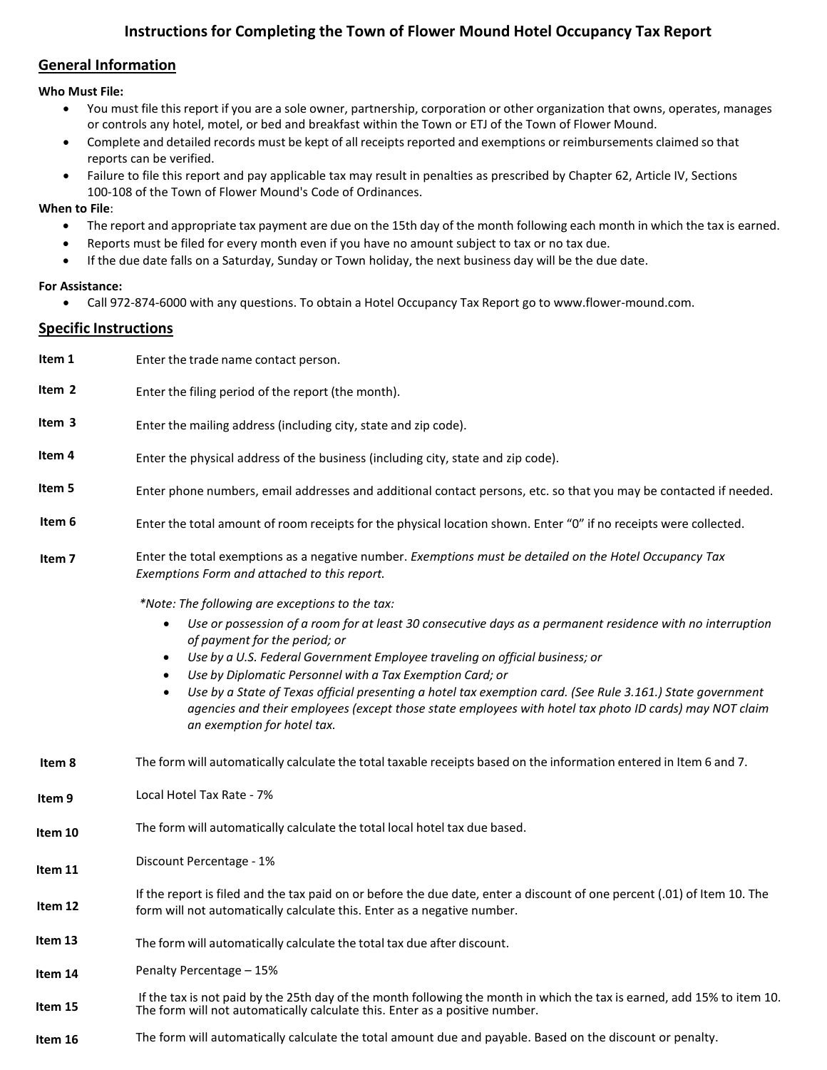# Instructions for Completing the Town of Flower Mound Hotel Occupancy Tax Report

## General Information

**Who Must File:**

- You must file this report if you are a sole owner, partnership, corporation or other organization that owns, operates, manages or controls any hotel, motel, or bed and breakfast within the Town or ETJ of the Town of Flower Mound.
- Complete and detailed records must be kept of all receipts reported and exemptions or reimbursements claimed so that reports can be verified.
- Failure to file this report and pay applicable tax may result in penalties as prescribed by Chapter 62, Article IV, Sections 100-108 of the Town of Flower Mound's Code of Ordinances.

**When to File**:

- The report and appropriate tax payment are due on the 15th day of the month following each month in which the tax is earned.
- Reports must be filed for every month even if you have no amount subject to tax or no tax due.
- If the due date falls on a Saturday, Sunday or Town holiday, the next business day will be the due date.

**For Assistance:**

- Call 972-874-6000 with any questions. To obtain a Hotel Occupancy Tax Report go to www.flower-mound.com.

## Specific Instructions

**Item 1** Enter the trade name contact person.

**Item 2** Enter the filing period of the report (the month).

**Item 3** Enter the mailing address (including city, state and zip code).

**Item 4** Enter the physical address of the business (including city, state and zip code).

**Item 5** Enter phone numbers, email addresses and additional contact persons, etc. so that you may be contacted if needed.

**Item 6** Enter the total amount of room receipts for the physical location shown. Enter "0" if no receipts were collected.

**Item 7** Enter the total exemptions as a negative number. *Exemptions must be detailed on the Hotel Occupancy Tax Exemptions Form and attached to this report.*

*\*Note: The following are exceptions to the tax:*

- *Use or possession of a room for at least 30 consecutive days as a permanent residence with no interruption of payment for the period; or*
- *Use by a U.S. Federal Government Employee traveling on official business; or*
- *Use by Diplomatic Personnel with a Tax Exemption Card; or*
- *Use by a State of Texas official presenting a hotel tax exemption card. (See Rule 3.161.) State government agencies and their employees (except those state employees with hotel tax photo ID cards) may NOT claim an exemption for hotel tax.*

**Item 8** The form will automatically calculate the total taxable receipts based on the information entered in Item 6 and 7.

**Item 9** Local Hotel Tax Rate - 7%

**Item 10** The form will automatically calculate the total local hotel tax due based.

**Item 11** Discount Percentage - 1%

**Item 12** If the report is filed and the tax paid on or before the due date, enter a discount of one percent (.01) of Item 10. The form will not automatically calculate this. Enter as a negative number.

**Item 13** The form will automatically calculate the total tax due after discount.

**Item 14** Penalty Percentage – 15%

**Item 15** If the tax is not paid by the 25th day of the month following the month in which the tax is earned, add 15% to item 10. The form will not automatically calculate this. Enter as a positive number.

**Item 16** The form will automatically calculate the total amount due and payable. Based on the discount or penalty.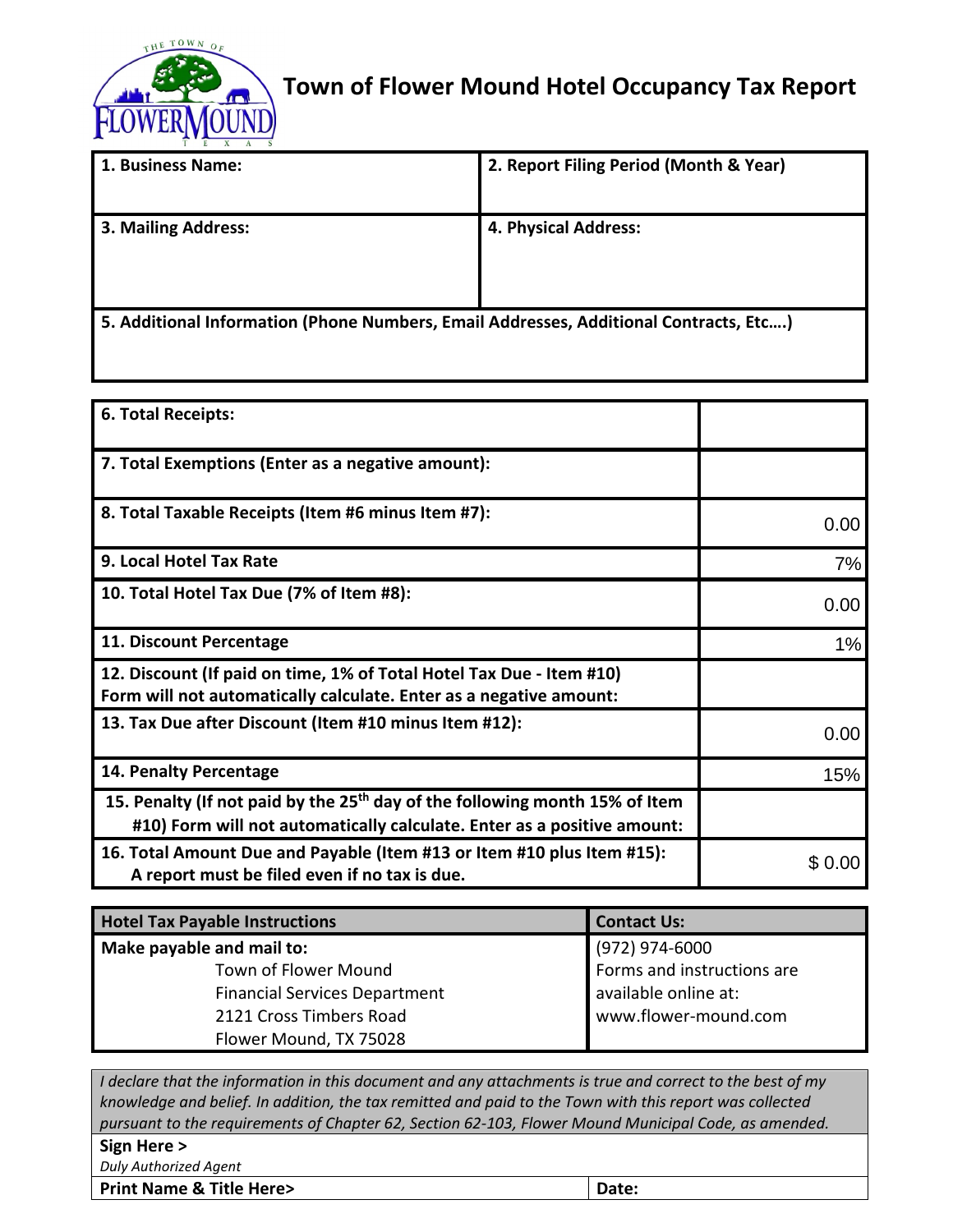# Town of Flower Mound Hotel Occupancy Tax Report

| | |
|---|---|
| **1. Business Name:** | **2. Report Filing Period (Month & Year)** |
| **3. Mailing Address:** | **4. Physical Address:** |
| **5. Additional Information (Phone Numbers, Email Addresses, Additional Contracts, Etc….)** | |

| | |
|---|---|
| **6. Total Receipts:** | |
| **7. Total Exemptions (Enter as a negative amount):** | |
| **8. Total Taxable Receipts (Item #6 minus Item #7):** | 0.00 |
| **9. Local Hotel Tax Rate** | 7% |
| **10. Total Hotel Tax Due (7% of Item #8):** | 0.00 |
| **11. Discount Percentage** | 1% |
| **12. Discount (If paid on time, 1% of Total Hotel Tax Due - Item #10) Form will not automatically calculate. Enter as a negative amount:** | |
| **13. Tax Due after Discount (Item #10 minus Item #12):** | 0.00 |
| **14. Penalty Percentage** | 15% |
| **15. Penalty (If not paid by the 25th day of the following month 15% of Item #10) Form will not automatically calculate. Enter as a positive amount:** | |
| **16. Total Amount Due and Payable (Item #13 or Item #10 plus Item #15): A report must be filed even if no tax is due.** | $ 0.00 |

| **Hotel Tax Payable Instructions** | **Contact Us:** |
|---|---|
| **Make payable and mail to:** Town of Flower Mound, Financial Services Department, 2121 Cross Timbers Road, Flower Mound, TX 75028 | (972) 974-6000 Forms and instructions are available online at: www.flower-mound.com |

*I declare that the information in this document and any attachments is true and correct to the best of my knowledge and belief. In addition, the tax remitted and paid to the Town with this report was collected pursuant to the requirements of Chapter 62, Section 62-103, Flower Mound Municipal Code, as amended.*

**Sign Here >**
*Duly Authorized Agent*

| | |
|---|---|
| **Print Name & Title Here>** | **Date:** |